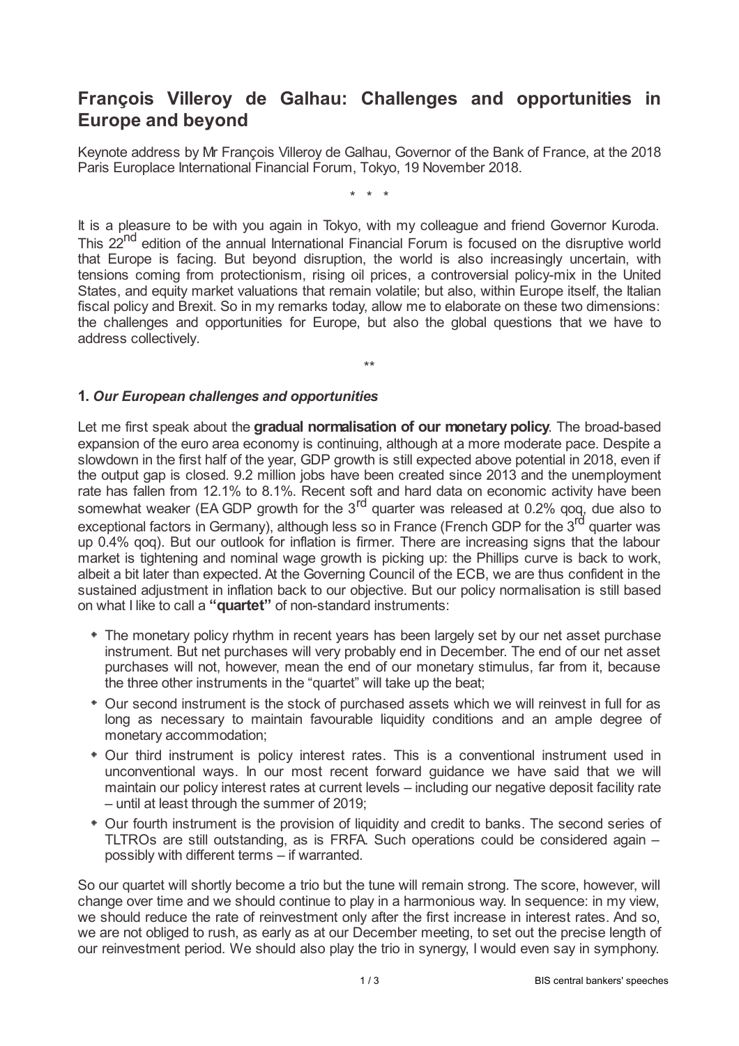# François Villeroy de Galhau: Challenges and opportunities in Europe and beyond

Keynote address by Mr François Villeroy de Galhau, Governor of the Bank of France, at the 2018 Paris Europlace International Financial Forum, Tokyo, 19 November 2018.

\* \* \*

It is a pleasure to be with you again in Tokyo, with my colleague and friend Governor Kuroda. This 22nd edition of the annual International Financial Forum is focused on the disruptive world that Europe is facing. But beyond disruption, the world is also increasingly uncertain, with tensions coming from protectionism, rising oil prices, a controversial policy-mix in the United States, and equity market valuations that remain volatile; but also, within Europe itself, the Italian fiscal policy and Brexit. So in my remarks today, allow me to elaborate on these two dimensions: the challenges and opportunities for Europe, but also the global questions that we have to address collectively.

\*\*

## 1. *Our European challenges and opportunities*

Let me first speak about the **gradual normalisation of our monetary policy**. The broad-based expansion of the euro area economy is continuing, although at a more moderate pace. Despite a slowdown in the first half of the year, GDP growth is still expected above potential in 2018, even if the output gap is closed. 9.2 million jobs have been created since 2013 and the unemployment rate has fallen from 12.1% to 8.1%. Recent soft and hard data on economic activity have been somewhat weaker (EA GDP growth for the 3rd quarter was released at 0.2% qoq, due also to exceptional factors in Germany), although less so in France (French GDP for the 3rd quarter was up 0.4% qoq). But our outlook for inflation is firmer. There are increasing signs that the labour market is tightening and nominal wage growth is picking up: the Phillips curve is back to work, albeit a bit later than expected. At the Governing Council of the ECB, we are thus confident in the sustained adjustment in inflation back to our objective. But our policy normalisation is still based on what I like to call a **"quartet"** of non-standard instruments:

- The monetary policy rhythm in recent years has been largely set by our net asset purchase instrument. But net purchases will very probably end in December. The end of our net asset purchases will not, however, mean the end of our monetary stimulus, far from it, because the three other instruments in the "quartet" will take up the beat;
- Our second instrument is the stock of purchased assets which we will reinvest in full for as long as necessary to maintain favourable liquidity conditions and an ample degree of monetary accommodation;
- Our third instrument is policy interest rates. This is a conventional instrument used in unconventional ways. In our most recent forward guidance we have said that we will maintain our policy interest rates at current levels – including our negative deposit facility rate – until at least through the summer of 2019;
- Our fourth instrument is the provision of liquidity and credit to banks. The second series of TLTROs are still outstanding, as is FRFA. Such operations could be considered again – possibly with different terms – if warranted.

So our quartet will shortly become a trio but the tune will remain strong. The score, however, will change over time and we should continue to play in a harmonious way. In sequence: in my view, we should reduce the rate of reinvestment only after the first increase in interest rates. And so, we are not obliged to rush, as early as at our December meeting, to set out the precise length of our reinvestment period. We should also play the trio in synergy, I would even say in symphony.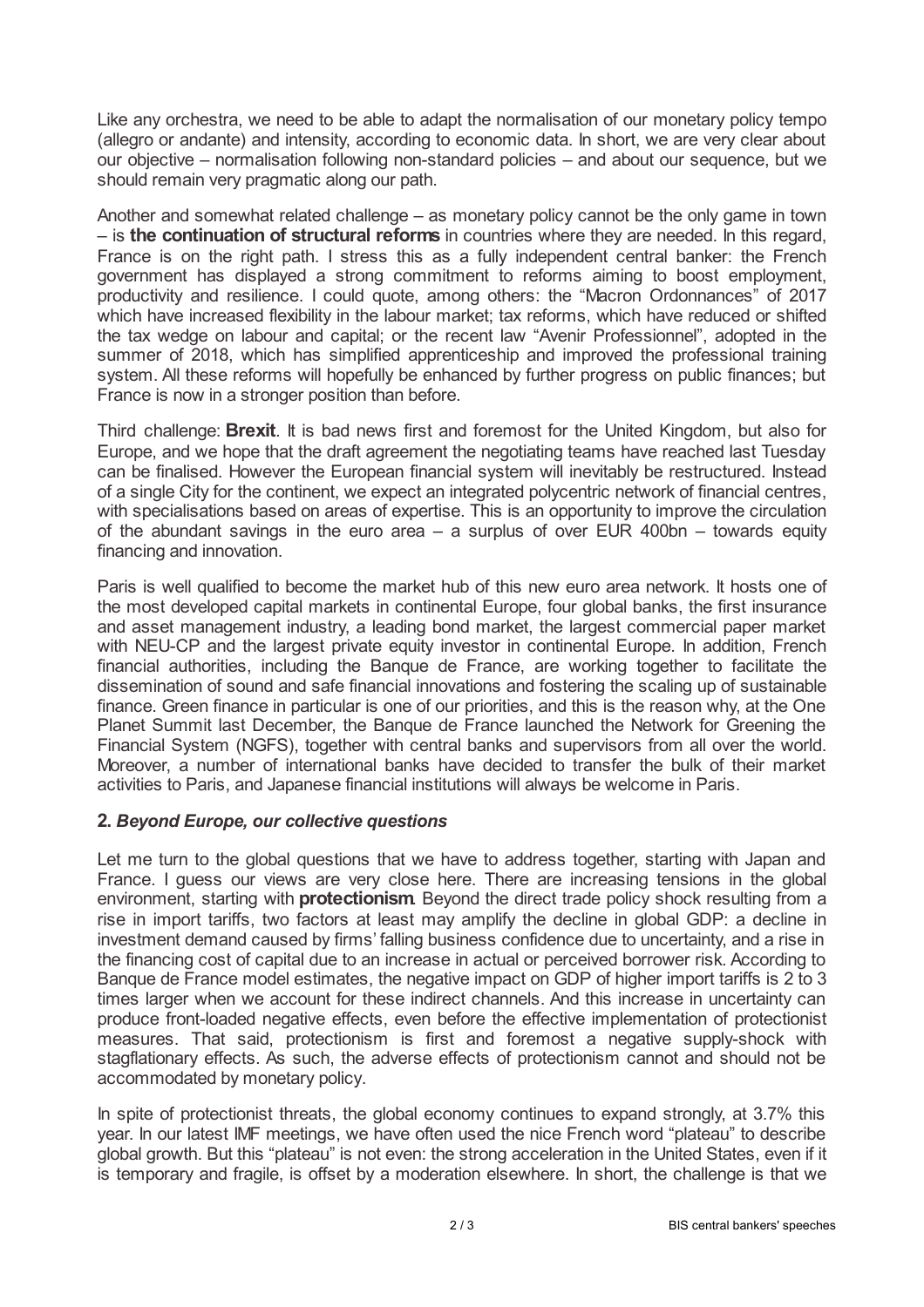Like any orchestra, we need to be able to adapt the normalisation of our monetary policy tempo (allegro or andante) and intensity, according to economic data. In short, we are very clear about our objective – normalisation following non-standard policies – and about our sequence, but we should remain very pragmatic along our path.

Another and somewhat related challenge – as monetary policy cannot be the only game in town – is **the continuation of structural reforms** in countries where they are needed. In this regard, France is on the right path. I stress this as a fully independent central banker: the French government has displayed a strong commitment to reforms aiming to boost employment, productivity and resilience. I could quote, among others: the "Macron Ordonnances" of 2017 which have increased flexibility in the labour market; tax reforms, which have reduced or shifted the tax wedge on labour and capital; or the recent law "Avenir Professionnel", adopted in the summer of 2018, which has simplified apprenticeship and improved the professional training system. All these reforms will hopefully be enhanced by further progress on public finances; but France is now in a stronger position than before.

Third challenge: **Brexit**. It is bad news first and foremost for the United Kingdom, but also for Europe, and we hope that the draft agreement the negotiating teams have reached last Tuesday can be finalised. However the European financial system will inevitably be restructured. Instead of a single City for the continent, we expect an integrated polycentric network of financial centres, with specialisations based on areas of expertise. This is an opportunity to improve the circulation of the abundant savings in the euro area – a surplus of over EUR 400bn – towards equity financing and innovation.

Paris is well qualified to become the market hub of this new euro area network. It hosts one of the most developed capital markets in continental Europe, four global banks, the first insurance and asset management industry, a leading bond market, the largest commercial paper market with NEU-CP and the largest private equity investor in continental Europe. In addition, French financial authorities, including the Banque de France, are working together to facilitate the dissemination of sound and safe financial innovations and fostering the scaling up of sustainable finance. Green finance in particular is one of our priorities, and this is the reason why, at the One Planet Summit last December, the Banque de France launched the Network for Greening the Financial System (NGFS), together with central banks and supervisors from all over the world. Moreover, a number of international banks have decided to transfer the bulk of their market activities to Paris, and Japanese financial institutions will always be welcome in Paris.

## 2. *Beyond Europe, our collective questions*

Let me turn to the global questions that we have to address together, starting with Japan and France. I guess our views are very close here. There are increasing tensions in the global environment, starting with **protectionism**. Beyond the direct trade policy shock resulting from a rise in import tariffs, two factors at least may amplify the decline in global GDP: a decline in investment demand caused by firms' falling business confidence due to uncertainty, and a rise in the financing cost of capital due to an increase in actual or perceived borrower risk. According to Banque de France model estimates, the negative impact on GDP of higher import tariffs is 2 to 3 times larger when we account for these indirect channels. And this increase in uncertainty can produce front-loaded negative effects, even before the effective implementation of protectionist measures. That said, protectionism is first and foremost a negative supply-shock with stagflationary effects. As such, the adverse effects of protectionism cannot and should not be accommodated by monetary policy.

In spite of protectionist threats, the global economy continues to expand strongly, at 3.7% this year. In our latest IMF meetings, we have often used the nice French word "plateau" to describe global growth. But this "plateau" is not even: the strong acceleration in the United States, even if it is temporary and fragile, is offset by a moderation elsewhere. In short, the challenge is that we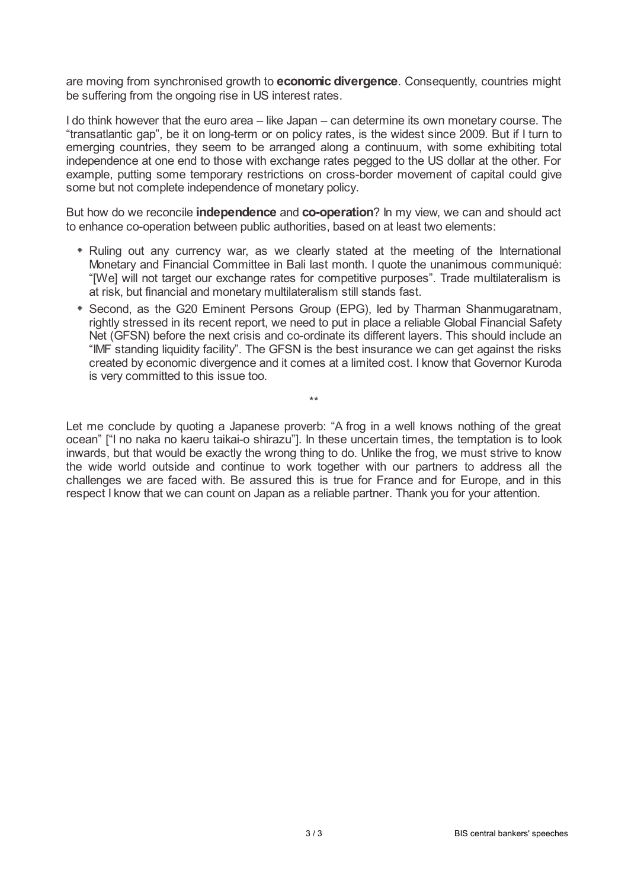are moving from synchronised growth to **economic divergence**. Consequently, countries might be suffering from the ongoing rise in US interest rates.

I do think however that the euro area – like Japan – can determine its own monetary course. The "transatlantic gap", be it on long-term or on policy rates, is the widest since 2009. But if I turn to emerging countries, they seem to be arranged along a continuum, with some exhibiting total independence at one end to those with exchange rates pegged to the US dollar at the other. For example, putting some temporary restrictions on cross-border movement of capital could give some but not complete independence of monetary policy.

But how do we reconcile **independence** and **co-operation**? In my view, we can and should act to enhance co-operation between public authorities, based on at least two elements:

- Ruling out any currency war, as we clearly stated at the meeting of the International Monetary and Financial Committee in Bali last month. I quote the unanimous communiqué: "[We] will not target our exchange rates for competitive purposes". Trade multilateralism is at risk, but financial and monetary multilateralism still stands fast.
- Second, as the G20 Eminent Persons Group (EPG), led by Tharman Shanmugaratnam, rightly stressed in its recent report, we need to put in place a reliable Global Financial Safety Net (GFSN) before the next crisis and co-ordinate its different layers. This should include an "IMF standing liquidity facility". The GFSN is the best insurance we can get against the risks created by economic divergence and it comes at a limited cost. I know that Governor Kuroda is very committed to this issue too.

\*\*

Let me conclude by quoting a Japanese proverb: "A frog in a well knows nothing of the great ocean" ["I no naka no kaeru taikai-o shirazu"]. In these uncertain times, the temptation is to look inwards, but that would be exactly the wrong thing to do. Unlike the frog, we must strive to know the wide world outside and continue to work together with our partners to address all the challenges we are faced with. Be assured this is true for France and for Europe, and in this respect I know that we can count on Japan as a reliable partner. Thank you for your attention.